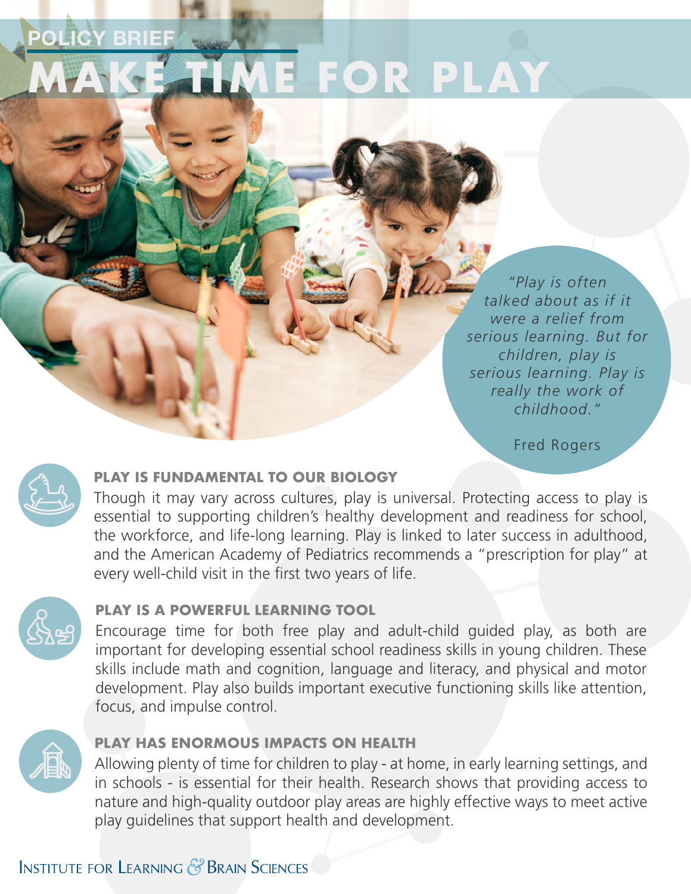POLICY BRIEF

# MAKE TIME FOR PLAY

> *"Play is often talked about as if it were a relief from serious learning. But for children, play is serious learning. Play is really the work of childhood."*
>
> Fred Rogers

## PLAY IS FUNDAMENTAL TO OUR BIOLOGY

Though it may vary across cultures, play is universal. Protecting access to play is essential to supporting children's healthy development and readiness for school, the workforce, and life-long learning. Play is linked to later success in adulthood, and the American Academy of Pediatrics recommends a "prescription for play" at every well-child visit in the first two years of life.

## PLAY IS A POWERFUL LEARNING TOOL

Encourage time for both free play and adult-child guided play, as both are important for developing essential school readiness skills in young children. These skills include math and cognition, language and literacy, and physical and motor development. Play also builds important executive functioning skills like attention, focus, and impulse control.

## PLAY HAS ENORMOUS IMPACTS ON HEALTH

Allowing plenty of time for children to play - at home, in early learning settings, and in schools - is essential for their health. Research shows that providing access to nature and high-quality outdoor play areas are highly effective ways to meet active play guidelines that support health and development.

INSTITUTE FOR LEARNING & BRAIN SCIENCES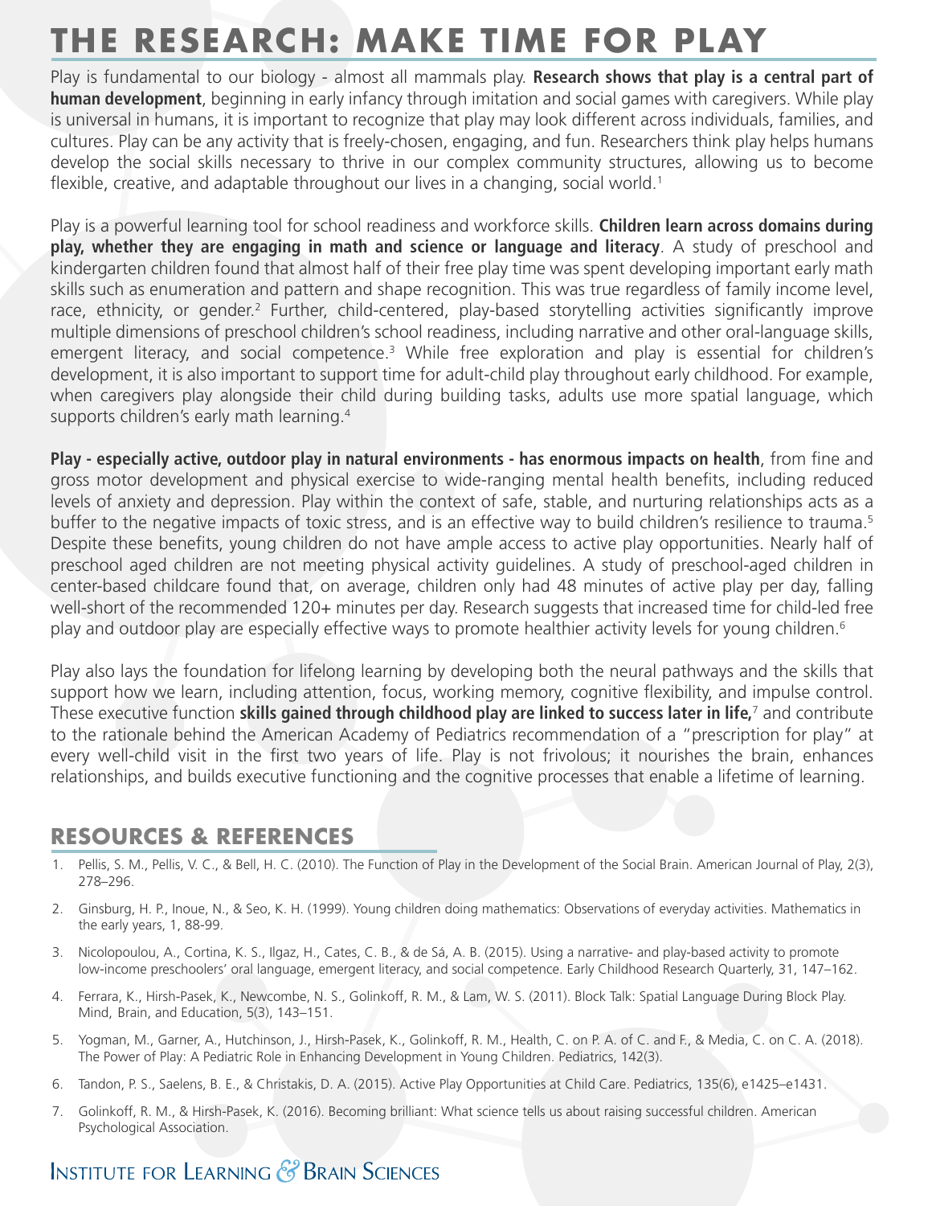# THE RESEARCH: MAKE TIME FOR PLAY

Play is fundamental to our biology - almost all mammals play. **Research shows that play is a central part of human development**, beginning in early infancy through imitation and social games with caregivers. While play is universal in humans, it is important to recognize that play may look different across individuals, families, and cultures. Play can be any activity that is freely-chosen, engaging, and fun. Researchers think play helps humans develop the social skills necessary to thrive in our complex community structures, allowing us to become flexible, creative, and adaptable throughout our lives in a changing, social world.[1]

Play is a powerful learning tool for school readiness and workforce skills. **Children learn across domains during play, whether they are engaging in math and science or language and literacy**. A study of preschool and kindergarten children found that almost half of their free play time was spent developing important early math skills such as enumeration and pattern and shape recognition. This was true regardless of family income level, race, ethnicity, or gender.[2] Further, child-centered, play-based storytelling activities significantly improve multiple dimensions of preschool children's school readiness, including narrative and other oral-language skills, emergent literacy, and social competence.[3] While free exploration and play is essential for children's development, it is also important to support time for adult-child play throughout early childhood. For example, when caregivers play alongside their child during building tasks, adults use more spatial language, which supports children's early math learning.[4]

**Play - especially active, outdoor play in natural environments - has enormous impacts on health**, from fine and gross motor development and physical exercise to wide-ranging mental health benefits, including reduced levels of anxiety and depression. Play within the context of safe, stable, and nurturing relationships acts as a buffer to the negative impacts of toxic stress, and is an effective way to build children's resilience to trauma.[5] Despite these benefits, young children do not have ample access to active play opportunities. Nearly half of preschool aged children are not meeting physical activity guidelines. A study of preschool-aged children in center-based childcare found that, on average, children only had 48 minutes of active play per day, falling well-short of the recommended 120+ minutes per day. Research suggests that increased time for child-led free play and outdoor play are especially effective ways to promote healthier activity levels for young children.[6]

Play also lays the foundation for lifelong learning by developing both the neural pathways and the skills that support how we learn, including attention, focus, working memory, cognitive flexibility, and impulse control. These executive function **skills gained through childhood play are linked to success later in life,**[7] and contribute to the rationale behind the American Academy of Pediatrics recommendation of a "prescription for play" at every well-child visit in the first two years of life. Play is not frivolous; it nourishes the brain, enhances relationships, and builds executive functioning and the cognitive processes that enable a lifetime of learning.

## RESOURCES & REFERENCES

1. Pellis, S. M., Pellis, V. C., & Bell, H. C. (2010). The Function of Play in the Development of the Social Brain. American Journal of Play, 2(3), 278–296.
2. Ginsburg, H. P., Inoue, N., & Seo, K. H. (1999). Young children doing mathematics: Observations of everyday activities. Mathematics in the early years, 1, 88-99.
3. Nicolopoulou, A., Cortina, K. S., Ilgaz, H., Cates, C. B., & de Sá, A. B. (2015). Using a narrative- and play-based activity to promote low-income preschoolers' oral language, emergent literacy, and social competence. Early Childhood Research Quarterly, 31, 147–162.
4. Ferrara, K., Hirsh-Pasek, K., Newcombe, N. S., Golinkoff, R. M., & Lam, W. S. (2011). Block Talk: Spatial Language During Block Play. Mind, Brain, and Education, 5(3), 143–151.
5. Yogman, M., Garner, A., Hutchinson, J., Hirsh-Pasek, K., Golinkoff, R. M., Health, C. on P. A. of C. and F., & Media, C. on C. A. (2018). The Power of Play: A Pediatric Role in Enhancing Development in Young Children. Pediatrics, 142(3).
6. Tandon, P. S., Saelens, B. E., & Christakis, D. A. (2015). Active Play Opportunities at Child Care. Pediatrics, 135(6), e1425–e1431.
7. Golinkoff, R. M., & Hirsh-Pasek, K. (2016). Becoming brilliant: What science tells us about raising successful children. American Psychological Association.

INSTITUTE FOR LEARNING & BRAIN SCIENCES